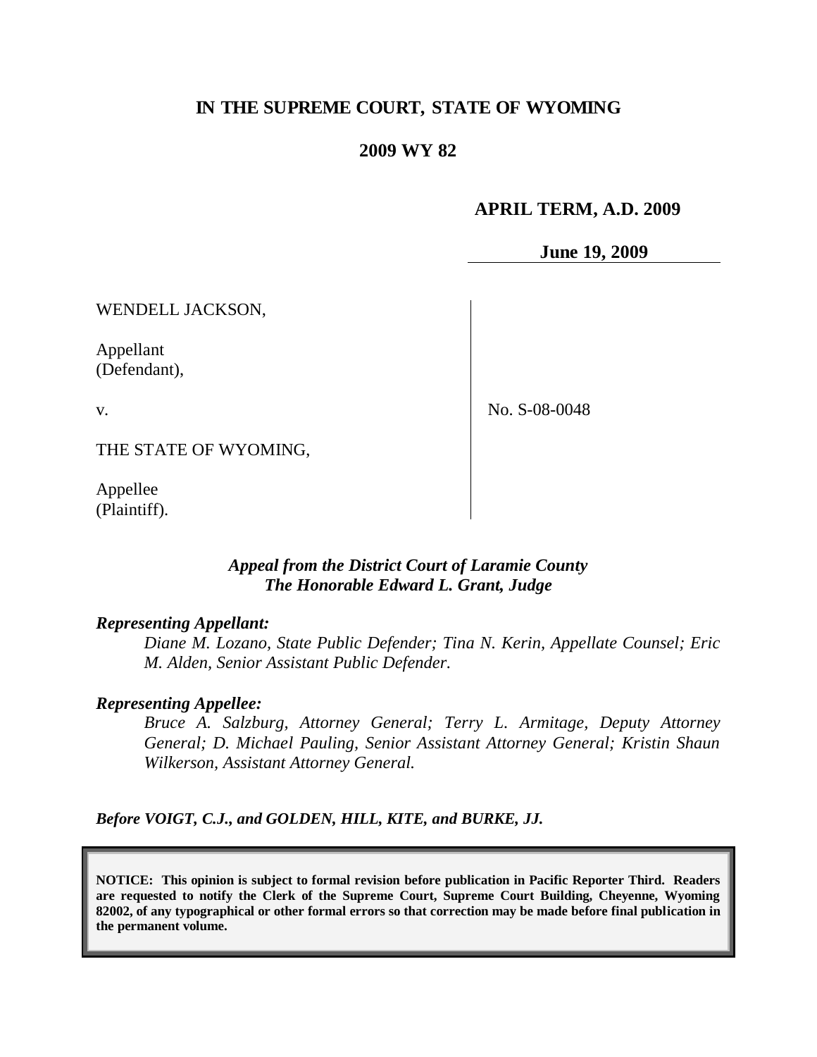# IN THE SUPREME COURT, STATE OF WYOMING

## 2009 WY 82

**APRIL TERM, A.D. 2009**

**June 19, 2009**

| | |
|---|---|
| WENDELL JACKSON,<br><br>Appellant<br>(Defendant),<br><br>v.<br><br>THE STATE OF WYOMING,<br><br>Appellee<br>(Plaintiff). | No. S-08-0048 |

*Appeal from the District Court of Laramie County*
*The Honorable Edward L. Grant, Judge*

***Representing Appellant:***

*Diane M. Lozano, State Public Defender; Tina N. Kerin, Appellate Counsel; Eric M. Alden, Senior Assistant Public Defender.*

***Representing Appellee:***

*Bruce A. Salzburg, Attorney General; Terry L. Armitage, Deputy Attorney General; D. Michael Pauling, Senior Assistant Attorney General; Kristin Shaun Wilkerson, Assistant Attorney General.*

***Before VOIGT, C.J., and GOLDEN, HILL, KITE, and BURKE, JJ.***

**NOTICE: This opinion is subject to formal revision before publication in Pacific Reporter Third. Readers are requested to notify the Clerk of the Supreme Court, Supreme Court Building, Cheyenne, Wyoming 82002, of any typographical or other formal errors so that correction may be made before final publication in the permanent volume.**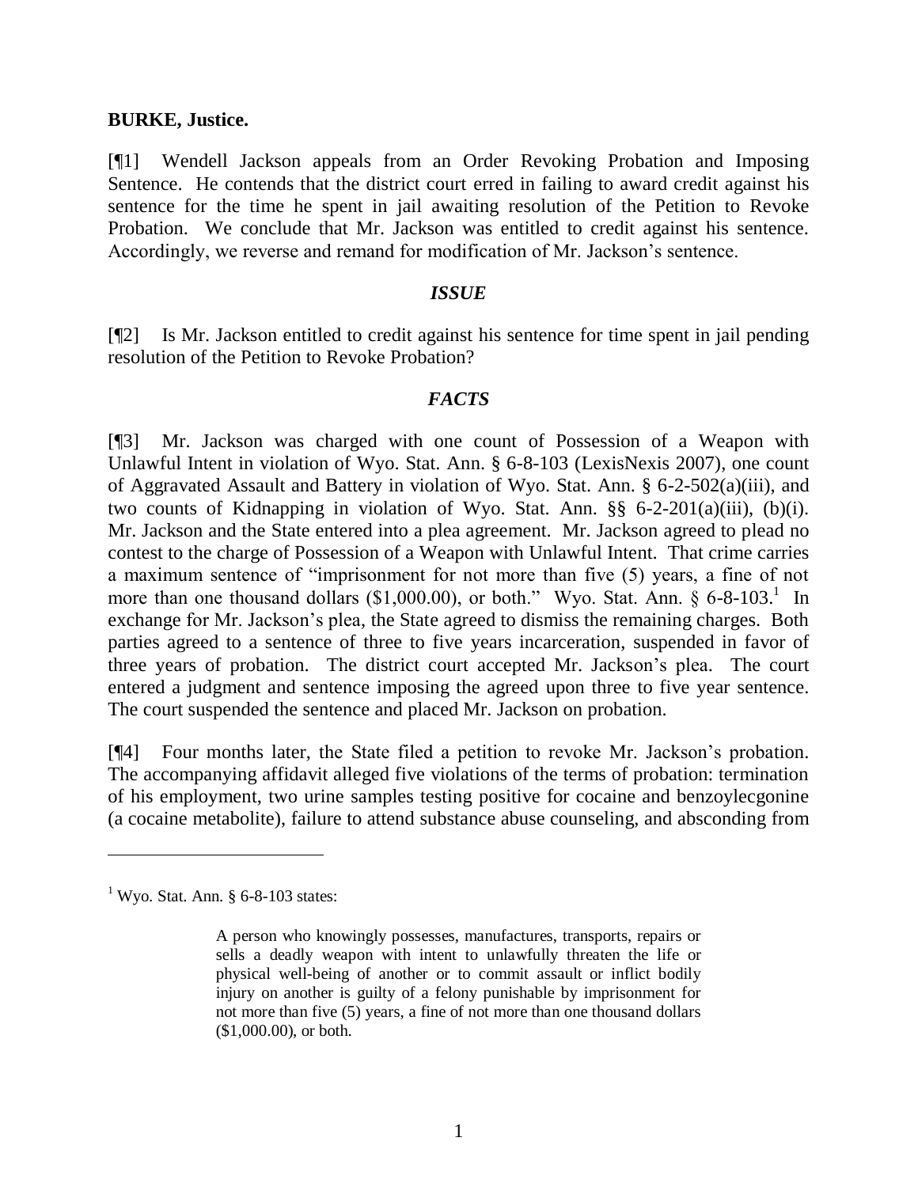**BURKE, Justice.**

[¶1] Wendell Jackson appeals from an Order Revoking Probation and Imposing Sentence. He contends that the district court erred in failing to award credit against his sentence for the time he spent in jail awaiting resolution of the Petition to Revoke Probation. We conclude that Mr. Jackson was entitled to credit against his sentence. Accordingly, we reverse and remand for modification of Mr. Jackson's sentence.

### *ISSUE*

[¶2] Is Mr. Jackson entitled to credit against his sentence for time spent in jail pending resolution of the Petition to Revoke Probation?

### *FACTS*

[¶3] Mr. Jackson was charged with one count of Possession of a Weapon with Unlawful Intent in violation of Wyo. Stat. Ann. § 6-8-103 (LexisNexis 2007), one count of Aggravated Assault and Battery in violation of Wyo. Stat. Ann. § 6-2-502(a)(iii), and two counts of Kidnapping in violation of Wyo. Stat. Ann. §§ 6-2-201(a)(iii), (b)(i). Mr. Jackson and the State entered into a plea agreement. Mr. Jackson agreed to plead no contest to the charge of Possession of a Weapon with Unlawful Intent. That crime carries a maximum sentence of "imprisonment for not more than five (5) years, a fine of not more than one thousand dollars ($1,000.00), or both." Wyo. Stat. Ann. § 6-8-103.[1] In exchange for Mr. Jackson's plea, the State agreed to dismiss the remaining charges. Both parties agreed to a sentence of three to five years incarceration, suspended in favor of three years of probation. The district court accepted Mr. Jackson's plea. The court entered a judgment and sentence imposing the agreed upon three to five year sentence. The court suspended the sentence and placed Mr. Jackson on probation.

[¶4] Four months later, the State filed a petition to revoke Mr. Jackson's probation. The accompanying affidavit alleged five violations of the terms of probation: termination of his employment, two urine samples testing positive for cocaine and benzoylecgonine (a cocaine metabolite), failure to attend substance abuse counseling, and absconding from

---

[1] Wyo. Stat. Ann. § 6-8-103 states:

> A person who knowingly possesses, manufactures, transports, repairs or sells a deadly weapon with intent to unlawfully threaten the life or physical well-being of another or to commit assault or inflict bodily injury on another is guilty of a felony punishable by imprisonment for not more than five (5) years, a fine of not more than one thousand dollars ($1,000.00), or both.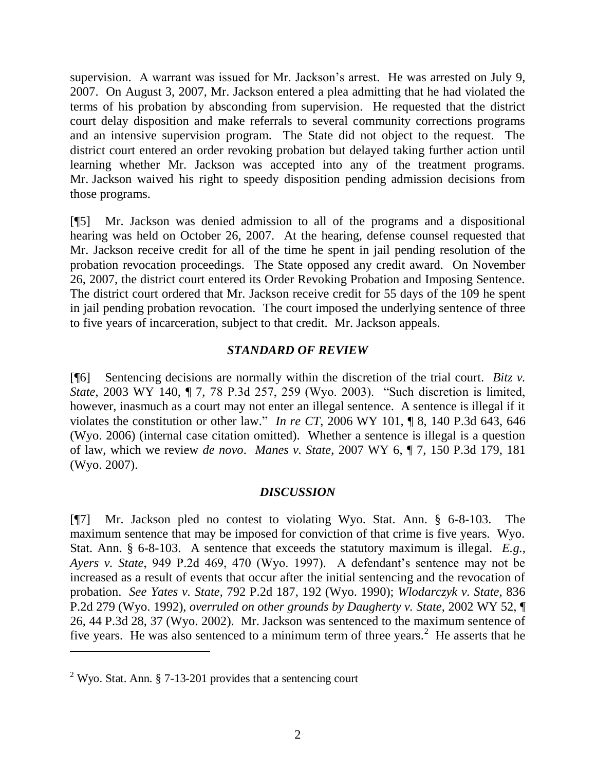supervision. A warrant was issued for Mr. Jackson's arrest. He was arrested on July 9, 2007. On August 3, 2007, Mr. Jackson entered a plea admitting that he had violated the terms of his probation by absconding from supervision. He requested that the district court delay disposition and make referrals to several community corrections programs and an intensive supervision program. The State did not object to the request. The district court entered an order revoking probation but delayed taking further action until learning whether Mr. Jackson was accepted into any of the treatment programs. Mr. Jackson waived his right to speedy disposition pending admission decisions from those programs.

[¶5] Mr. Jackson was denied admission to all of the programs and a dispositional hearing was held on October 26, 2007. At the hearing, defense counsel requested that Mr. Jackson receive credit for all of the time he spent in jail pending resolution of the probation revocation proceedings. The State opposed any credit award. On November 26, 2007, the district court entered its Order Revoking Probation and Imposing Sentence. The district court ordered that Mr. Jackson receive credit for 55 days of the 109 he spent in jail pending probation revocation. The court imposed the underlying sentence of three to five years of incarceration, subject to that credit. Mr. Jackson appeals.

### *STANDARD OF REVIEW*

[¶6] Sentencing decisions are normally within the discretion of the trial court. *Bitz v. State*, 2003 WY 140, ¶ 7, 78 P.3d 257, 259 (Wyo. 2003). "Such discretion is limited, however, inasmuch as a court may not enter an illegal sentence. A sentence is illegal if it violates the constitution or other law." *In re CT*, 2006 WY 101, ¶ 8, 140 P.3d 643, 646 (Wyo. 2006) (internal case citation omitted). Whether a sentence is illegal is a question of law, which we review *de novo*. *Manes v. State*, 2007 WY 6, ¶ 7, 150 P.3d 179, 181 (Wyo. 2007).

### *DISCUSSION*

[¶7] Mr. Jackson pled no contest to violating Wyo. Stat. Ann. § 6-8-103. The maximum sentence that may be imposed for conviction of that crime is five years. Wyo. Stat. Ann. § 6-8-103. A sentence that exceeds the statutory maximum is illegal. *E.g., Ayers v. State*, 949 P.2d 469, 470 (Wyo. 1997). A defendant's sentence may not be increased as a result of events that occur after the initial sentencing and the revocation of probation. *See Yates v. State*, 792 P.2d 187, 192 (Wyo. 1990); *Wlodarczyk v. State*, 836 P.2d 279 (Wyo. 1992), *overruled on other grounds by Daugherty v. State*, 2002 WY 52, ¶ 26, 44 P.3d 28, 37 (Wyo. 2002). Mr. Jackson was sentenced to the maximum sentence of five years. He was also sentenced to a minimum term of three years.[2] He asserts that he

---

[2] Wyo. Stat. Ann. § 7-13-201 provides that a sentencing court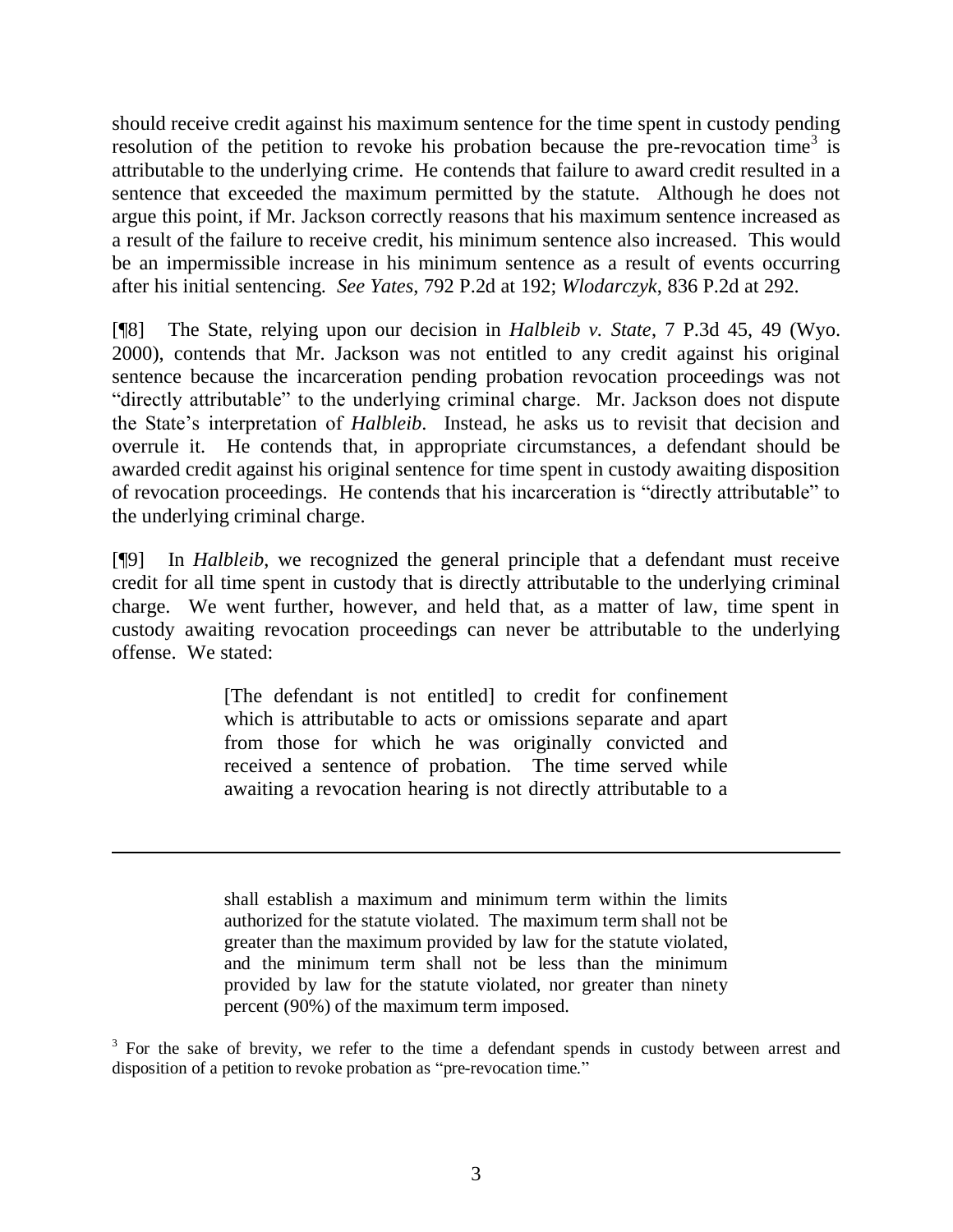should receive credit against his maximum sentence for the time spent in custody pending resolution of the petition to revoke his probation because the pre-revocation time[3] is attributable to the underlying crime. He contends that failure to award credit resulted in a sentence that exceeded the maximum permitted by the statute. Although he does not argue this point, if Mr. Jackson correctly reasons that his maximum sentence increased as a result of the failure to receive credit, his minimum sentence also increased. This would be an impermissible increase in his minimum sentence as a result of events occurring after his initial sentencing. *See Yates*, 792 P.2d at 192; *Wlodarczyk*, 836 P.2d at 292.

[¶8] The State, relying upon our decision in *Halbleib v. State*, 7 P.3d 45, 49 (Wyo. 2000), contends that Mr. Jackson was not entitled to any credit against his original sentence because the incarceration pending probation revocation proceedings was not "directly attributable" to the underlying criminal charge. Mr. Jackson does not dispute the State's interpretation of *Halbleib*. Instead, he asks us to revisit that decision and overrule it. He contends that, in appropriate circumstances, a defendant should be awarded credit against his original sentence for time spent in custody awaiting disposition of revocation proceedings. He contends that his incarceration is "directly attributable" to the underlying criminal charge.

[¶9] In *Halbleib*, we recognized the general principle that a defendant must receive credit for all time spent in custody that is directly attributable to the underlying criminal charge. We went further, however, and held that, as a matter of law, time spent in custody awaiting revocation proceedings can never be attributable to the underlying offense. We stated:

> [The defendant is not entitled] to credit for confinement which is attributable to acts or omissions separate and apart from those for which he was originally convicted and received a sentence of probation. The time served while awaiting a revocation hearing is not directly attributable to a

---

> shall establish a maximum and minimum term within the limits authorized for the statute violated. The maximum term shall not be greater than the maximum provided by law for the statute violated, and the minimum term shall not be less than the minimum provided by law for the statute violated, nor greater than ninety percent (90%) of the maximum term imposed.

[3] For the sake of brevity, we refer to the time a defendant spends in custody between arrest and disposition of a petition to revoke probation as "pre-revocation time."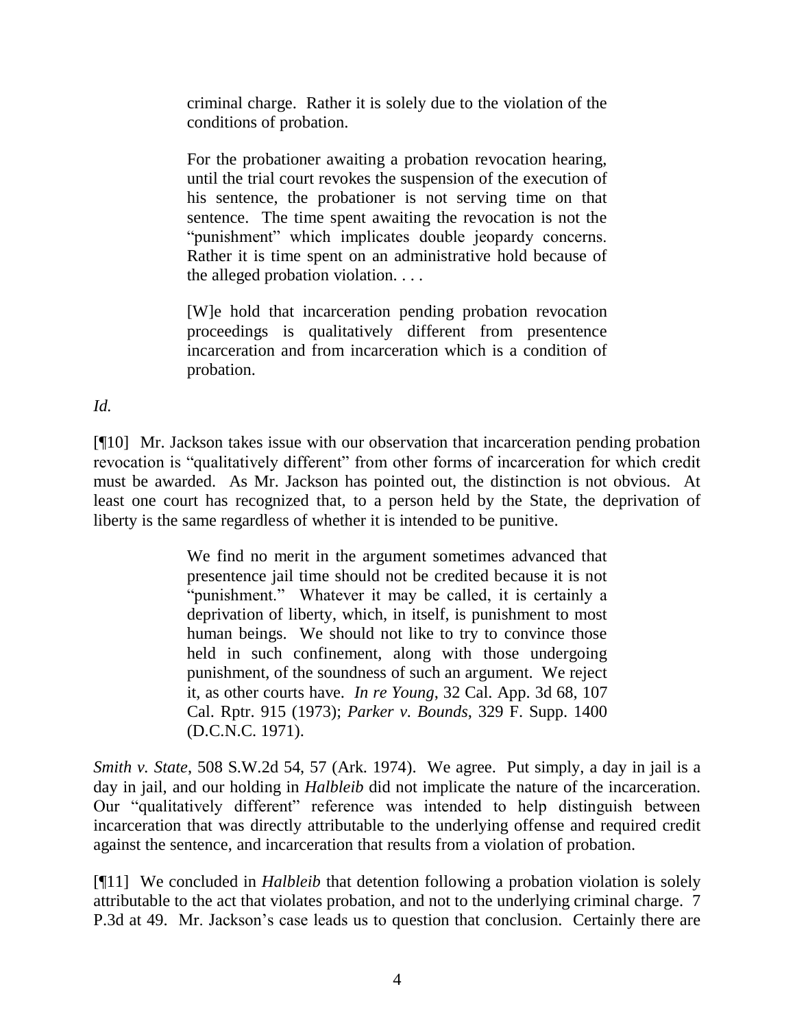> criminal charge. Rather it is solely due to the violation of the conditions of probation.
>
> For the probationer awaiting a probation revocation hearing, until the trial court revokes the suspension of the execution of his sentence, the probationer is not serving time on that sentence. The time spent awaiting the revocation is not the "punishment" which implicates double jeopardy concerns. Rather it is time spent on an administrative hold because of the alleged probation violation. . . .
>
> [W]e hold that incarceration pending probation revocation proceedings is qualitatively different from presentence incarceration and from incarceration which is a condition of probation.

*Id.*

[¶10] Mr. Jackson takes issue with our observation that incarceration pending probation revocation is "qualitatively different" from other forms of incarceration for which credit must be awarded. As Mr. Jackson has pointed out, the distinction is not obvious. At least one court has recognized that, to a person held by the State, the deprivation of liberty is the same regardless of whether it is intended to be punitive.

> We find no merit in the argument sometimes advanced that presentence jail time should not be credited because it is not "punishment." Whatever it may be called, it is certainly a deprivation of liberty, which, in itself, is punishment to most human beings. We should not like to try to convince those held in such confinement, along with those undergoing punishment, of the soundness of such an argument. We reject it, as other courts have. *In re Young*, 32 Cal. App. 3d 68, 107 Cal. Rptr. 915 (1973); *Parker v. Bounds*, 329 F. Supp. 1400 (D.C.N.C. 1971).

*Smith v. State*, 508 S.W.2d 54, 57 (Ark. 1974). We agree. Put simply, a day in jail is a day in jail, and our holding in *Halbleib* did not implicate the nature of the incarceration. Our "qualitatively different" reference was intended to help distinguish between incarceration that was directly attributable to the underlying offense and required credit against the sentence, and incarceration that results from a violation of probation.

[¶11] We concluded in *Halbleib* that detention following a probation violation is solely attributable to the act that violates probation, and not to the underlying criminal charge. 7 P.3d at 49. Mr. Jackson's case leads us to question that conclusion. Certainly there are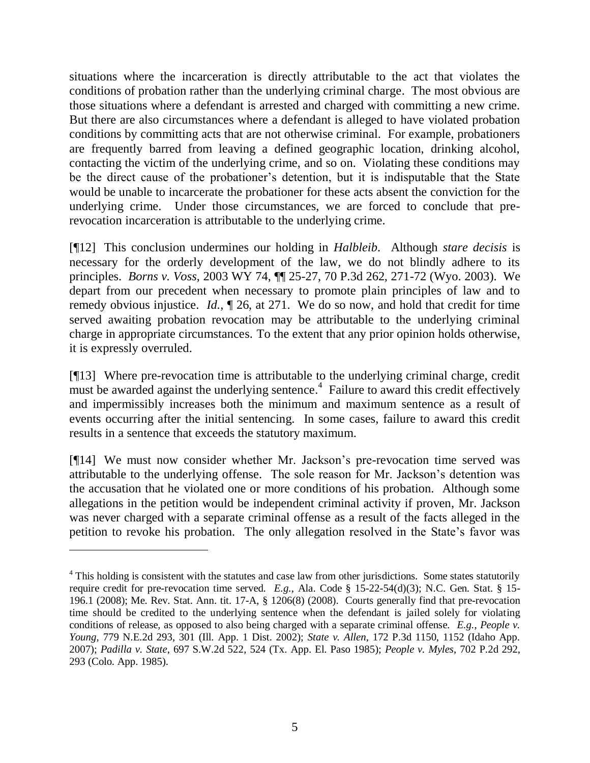situations where the incarceration is directly attributable to the act that violates the conditions of probation rather than the underlying criminal charge. The most obvious are those situations where a defendant is arrested and charged with committing a new crime. But there are also circumstances where a defendant is alleged to have violated probation conditions by committing acts that are not otherwise criminal. For example, probationers are frequently barred from leaving a defined geographic location, drinking alcohol, contacting the victim of the underlying crime, and so on. Violating these conditions may be the direct cause of the probationer's detention, but it is indisputable that the State would be unable to incarcerate the probationer for these acts absent the conviction for the underlying crime. Under those circumstances, we are forced to conclude that pre-revocation incarceration is attributable to the underlying crime.

[¶12] This conclusion undermines our holding in *Halbleib*. Although *stare decisis* is necessary for the orderly development of the law, we do not blindly adhere to its principles. *Borns v. Voss*, 2003 WY 74, ¶¶ 25-27, 70 P.3d 262, 271-72 (Wyo. 2003). We depart from our precedent when necessary to promote plain principles of law and to remedy obvious injustice. *Id.*, ¶ 26, at 271. We do so now, and hold that credit for time served awaiting probation revocation may be attributable to the underlying criminal charge in appropriate circumstances. To the extent that any prior opinion holds otherwise, it is expressly overruled.

[¶13] Where pre-revocation time is attributable to the underlying criminal charge, credit must be awarded against the underlying sentence.[4] Failure to award this credit effectively and impermissibly increases both the minimum and maximum sentence as a result of events occurring after the initial sentencing. In some cases, failure to award this credit results in a sentence that exceeds the statutory maximum.

[¶14] We must now consider whether Mr. Jackson's pre-revocation time served was attributable to the underlying offense. The sole reason for Mr. Jackson's detention was the accusation that he violated one or more conditions of his probation. Although some allegations in the petition would be independent criminal activity if proven, Mr. Jackson was never charged with a separate criminal offense as a result of the facts alleged in the petition to revoke his probation. The only allegation resolved in the State's favor was

---

[4] This holding is consistent with the statutes and case law from other jurisdictions. Some states statutorily require credit for pre-revocation time served. *E.g.*, Ala. Code § 15-22-54(d)(3); N.C. Gen. Stat. § 15-196.1 (2008); Me. Rev. Stat. Ann. tit. 17-A, § 1206(8) (2008). Courts generally find that pre-revocation time should be credited to the underlying sentence when the defendant is jailed solely for violating conditions of release, as opposed to also being charged with a separate criminal offense. *E.g.*, *People v. Young*, 779 N.E.2d 293, 301 (Ill. App. 1 Dist. 2002); *State v. Allen*, 172 P.3d 1150, 1152 (Idaho App. 2007); *Padilla v. State*, 697 S.W.2d 522, 524 (Tx. App. El. Paso 1985); *People v. Myles*, 702 P.2d 292, 293 (Colo. App. 1985).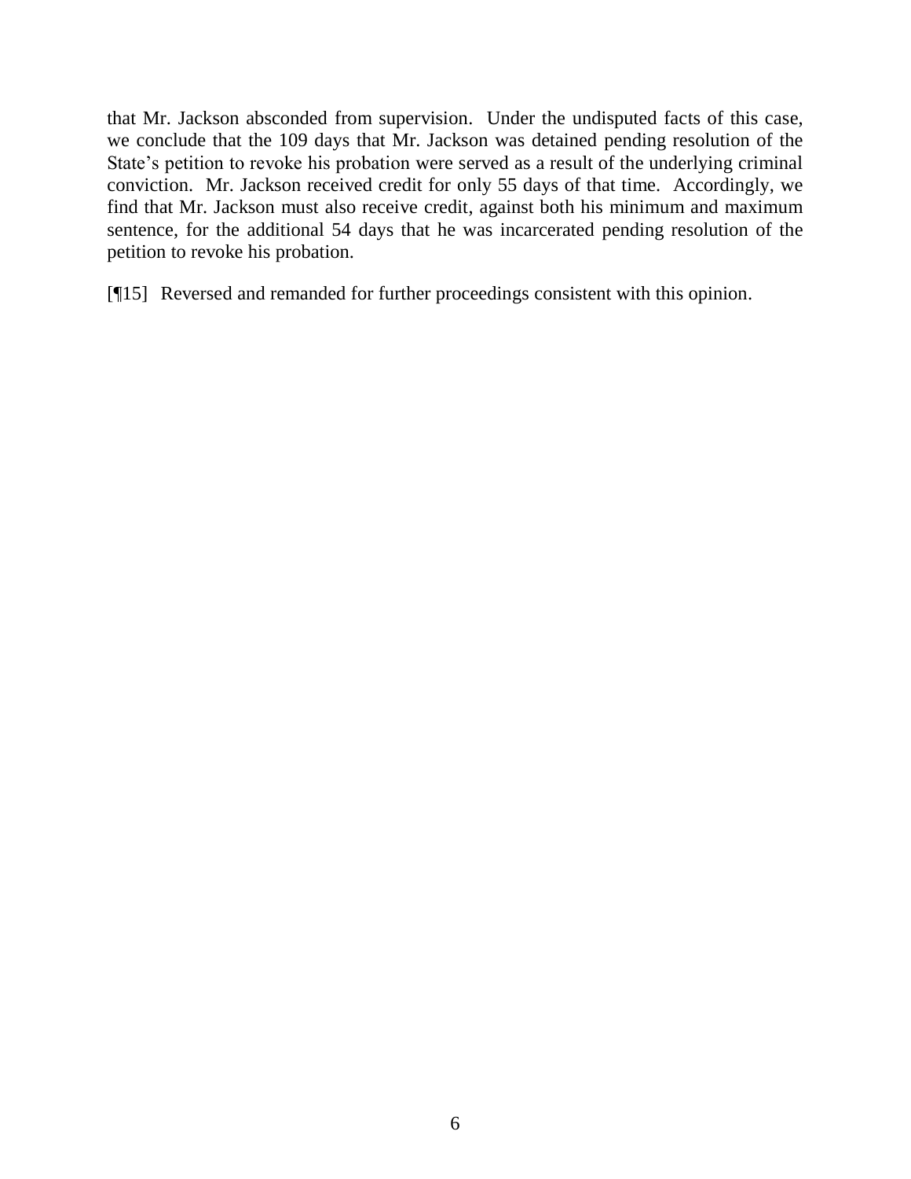that Mr. Jackson absconded from supervision. Under the undisputed facts of this case, we conclude that the 109 days that Mr. Jackson was detained pending resolution of the State's petition to revoke his probation were served as a result of the underlying criminal conviction. Mr. Jackson received credit for only 55 days of that time. Accordingly, we find that Mr. Jackson must also receive credit, against both his minimum and maximum sentence, for the additional 54 days that he was incarcerated pending resolution of the petition to revoke his probation.

[¶15] Reversed and remanded for further proceedings consistent with this opinion.